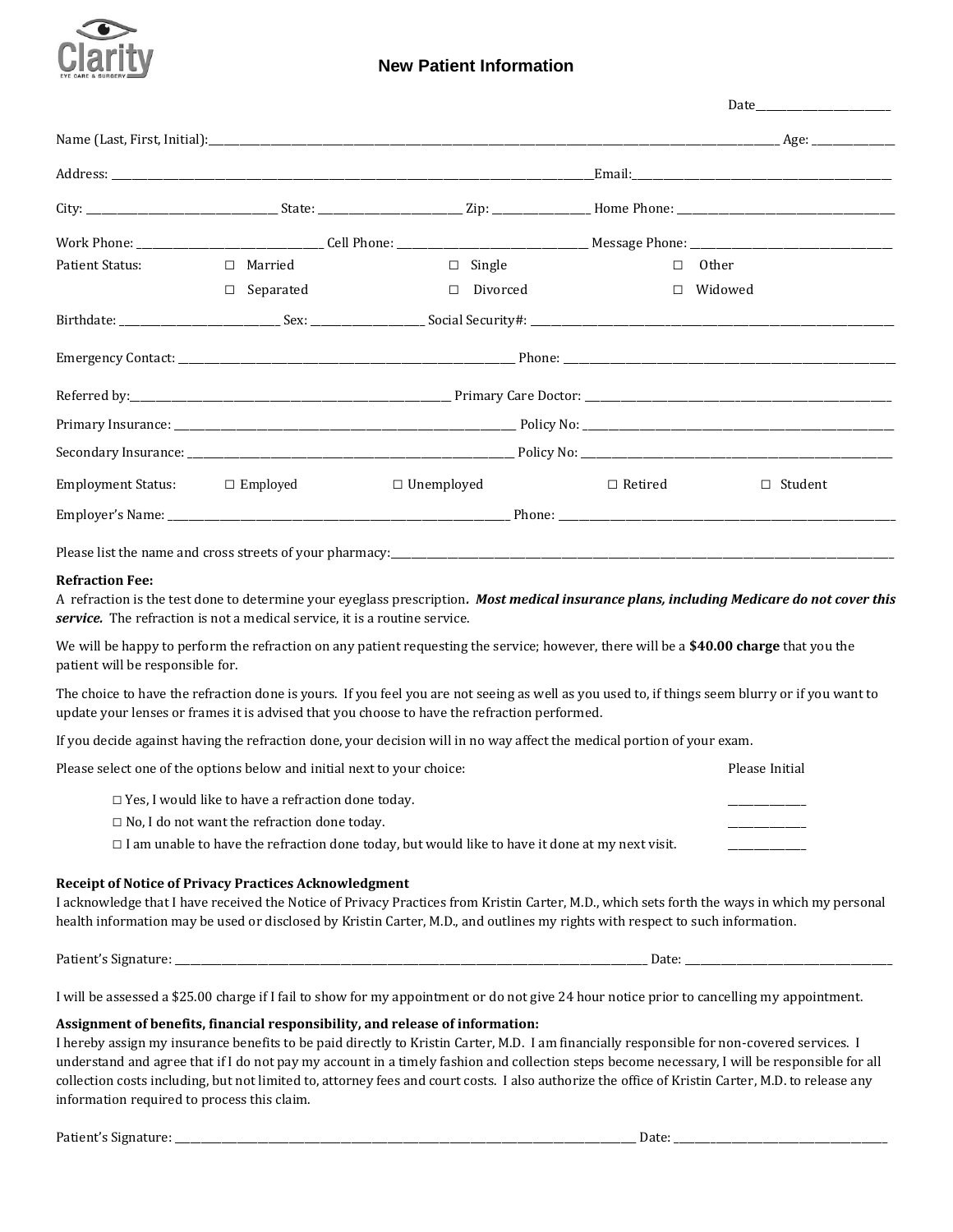Clarity
EYE CARE & SURGERY

# New Patient Information

Date_______________________

Name (Last, First, Initial):_______________________________________________ Age: ____________

Address: _______________________________________________Email:_______________________________

City: _______________________ State: __________________ Zip: ____________ Home Phone: _____________________

Work Phone: ______________________ Cell Phone: ______________________ Message Phone: ______________________

Patient Status: ☐ Married ☐ Single ☐ Other
☐ Separated ☐ Divorced ☐ Widowed

Birthdate: __________________ Sex: ____________ Social Security#: _________________________________

Emergency Contact: _________________________________________ Phone: _________________________________

Referred by:_________________________________________ Primary Care Doctor: _______________________________

Primary Insurance: _________________________________________ Policy No: _________________________________

Secondary Insurance: _________________________________________ Policy No: _______________________________

Employment Status: ☐ Employed ☐ Unemployed ☐ Retired ☐ Student

Employer's Name: _________________________________________ Phone: ____________________________________

Please list the name and cross streets of your pharmacy:_______________________________________________

**Refraction Fee:**
A refraction is the test done to determine your eyeglass prescription***. Most medical insurance plans, including Medicare do not cover this service.*** The refraction is not a medical service, it is a routine service.

We will be happy to perform the refraction on any patient requesting the service; however, there will be a **$40.00 charge** that you the patient will be responsible for.

The choice to have the refraction done is yours. If you feel you are not seeing as well as you used to, if things seem blurry or if you want to update your lenses or frames it is advised that you choose to have the refraction performed.

If you decide against having the refraction done, your decision will in no way affect the medical portion of your exam.

Please select one of the options below and initial next to your choice: Please Initial

☐ Yes, I would like to have a refraction done today. ____________
☐ No, I do not want the refraction done today. ____________
☐ I am unable to have the refraction done today, but would like to have it done at my next visit. ____________

**Receipt of Notice of Privacy Practices Acknowledgment**
I acknowledge that I have received the Notice of Privacy Practices from Kristin Carter, M.D., which sets forth the ways in which my personal health information may be used or disclosed by Kristin Carter, M.D., and outlines my rights with respect to such information.

Patient's Signature: _______________________________________________ Date: ______________________

I will be assessed a $25.00 charge if I fail to show for my appointment or do not give 24 hour notice prior to cancelling my appointment.

**Assignment of benefits, financial responsibility, and release of information:**
I hereby assign my insurance benefits to be paid directly to Kristin Carter, M.D. I am financially responsible for non-covered services. I understand and agree that if I do not pay my account in a timely fashion and collection steps become necessary, I will be responsible for all collection costs including, but not limited to, attorney fees and court costs. I also authorize the office of Kristin Carter, M.D. to release any information required to process this claim.

Patient's Signature: _______________________________________________ Date: ______________________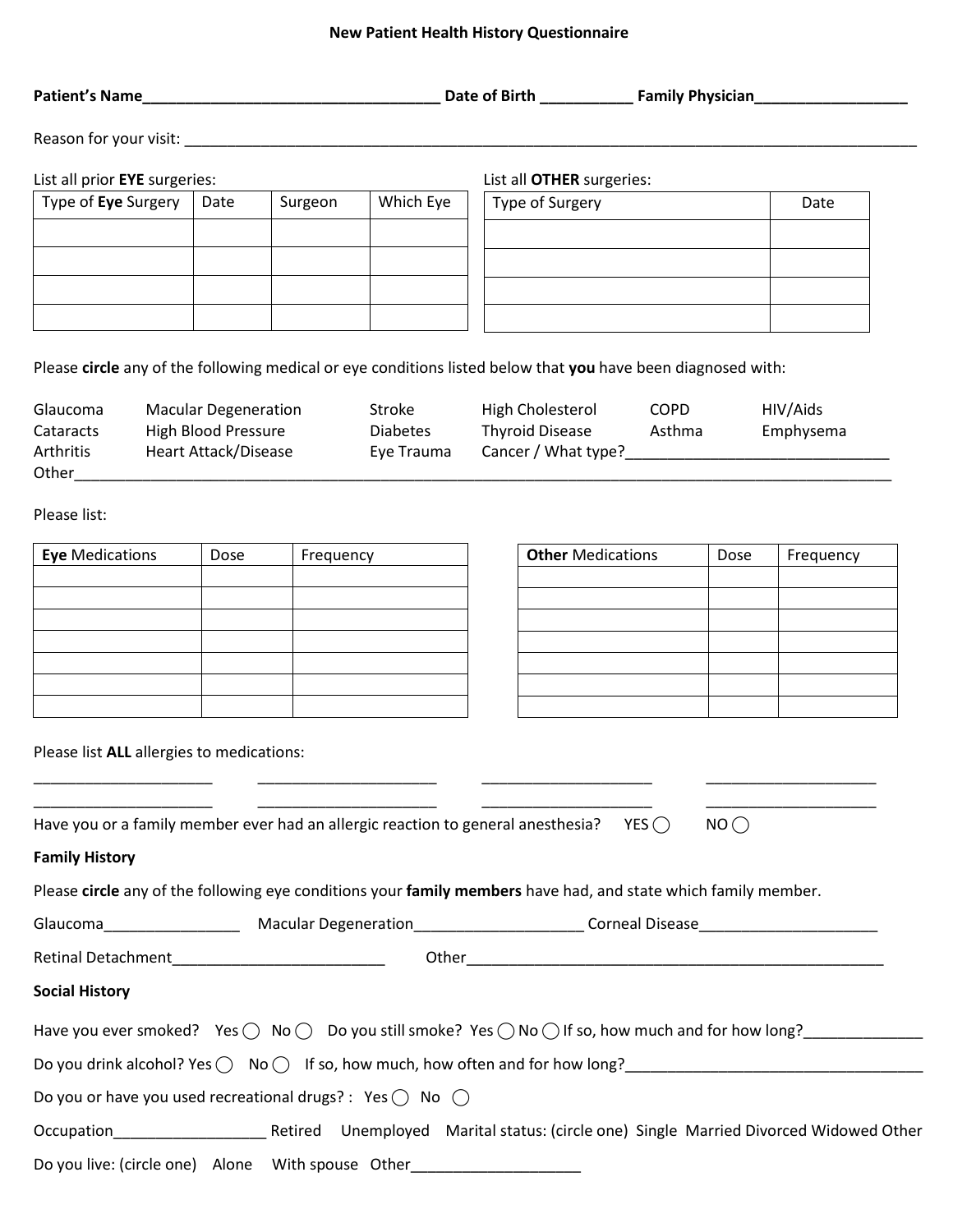# New Patient Health History Questionnaire

**Patient's Name**___________________________________ **Date of Birth** ___________ **Family Physician**__________________

Reason for your visit: ___________________________________________________________________________________

List all prior **EYE** surgeries:

| Type of **Eye** Surgery | Date | Surgeon | Which Eye |
|---|---|---|---|
| | | | |
| | | | |
| | | | |
| | | | |

List all **OTHER** surgeries:

| Type of Surgery | Date |
|---|---|
| | |
| | |
| | |
| | |

Please **circle** any of the following medical or eye conditions listed below that **you** have been diagnosed with:

| | | | | | |
|---|---|---|---|---|---|
| Glaucoma | Macular Degeneration | Stroke | High Cholesterol | COPD | HIV/Aids |
| Cataracts | High Blood Pressure | Diabetes | Thyroid Disease | Asthma | Emphysema |
| Arthritis | Heart Attack/Disease | Eye Trauma | Cancer / What type?_______________________________ | | |

Other_____________________________________________________________________________________________________

Please list:

| **Eye** Medications | Dose | Frequency |
|---|---|---|
| | | |
| | | |
| | | |
| | | |
| | | |
| | | |
| | | |

| **Other** Medications | Dose | Frequency |
|---|---|---|
| | | |
| | | |
| | | |
| | | |
| | | |
| | | |
| | | |

Please list **ALL** allergies to medications:

_____________________ _____________________ ____________________ ____________________

_____________________ _____________________ ____________________ ____________________

Have you or a family member ever had an allergic reaction to general anesthesia? YES ◯ NO ◯

**Family History**

Please **circle** any of the following eye conditions your **family members** have had, and state which family member.

Glaucoma________________ Macular Degeneration___________________ Corneal Disease_____________________

Retinal Detachment_________________________ Other__________________________________________________

**Social History**

Have you ever smoked? Yes ◯ No ◯ Do you still smoke? Yes ◯ No ◯ If so, how much and for how long?______________

Do you drink alcohol? Yes ◯ No ◯ If so, how much, how often and for how long?____________________________________

Do you or have you used recreational drugs? : Yes ◯ No ◯

Occupation__________________ Retired Unemployed Marital status: (circle one) Single Married Divorced Widowed Other

Do you live: (circle one) Alone With spouse Other____________________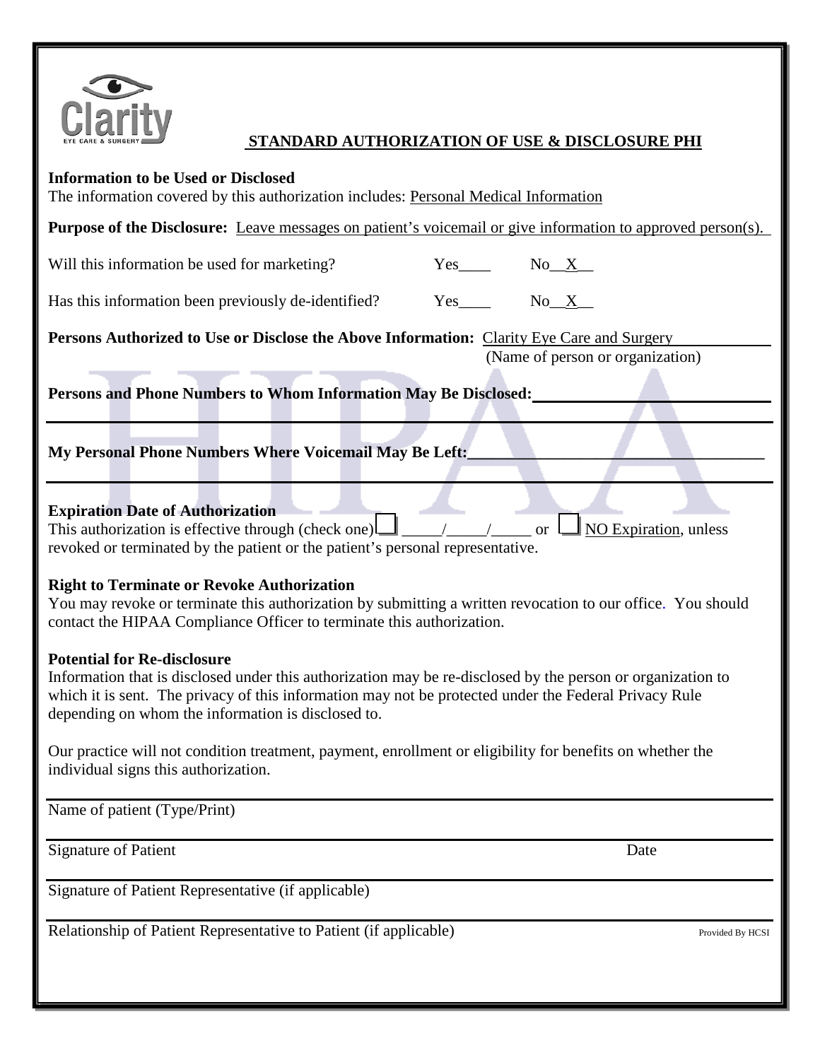## STANDARD AUTHORIZATION OF USE & DISCLOSURE PHI

**Information to be Used or Disclosed**
The information covered by this authorization includes: Personal Medical Information

**Purpose of the Disclosure:** Leave messages on patient's voicemail or give information to approved person(s).

Will this information be used for marketing? Yes____ No__X__

Has this information been previously de-identified? Yes____ No__X__

**Persons Authorized to Use or Disclose the Above Information:** Clarity Eye Care and Surgery
(Name of person or organization)

**Persons and Phone Numbers to Whom Information May Be Disclosed:** ______________________________

______________________________________________________________________

**My Personal Phone Numbers Where Voicemail May Be Left:** ______________________________

______________________________________________________________________

**Expiration Date of Authorization**
This authorization is effective through (check one) ☐ _____/_____/_____ or ☐ NO Expiration, unless revoked or terminated by the patient or the patient's personal representative.

**Right to Terminate or Revoke Authorization**
You may revoke or terminate this authorization by submitting a written revocation to our office. You should contact the HIPAA Compliance Officer to terminate this authorization.

**Potential for Re-disclosure**
Information that is disclosed under this authorization may be re-disclosed by the person or organization to which it is sent. The privacy of this information may not be protected under the Federal Privacy Rule depending on whom the information is disclosed to.

Our practice will not condition treatment, payment, enrollment or eligibility for benefits on whether the individual signs this authorization.

______________________________________________________________________
Name of patient (Type/Print)

______________________________________________________________________
Signature of Patient Date

______________________________________________________________________
Signature of Patient Representative (if applicable)

______________________________________________________________________
Relationship of Patient Representative to Patient (if applicable)

Provided By HCSI